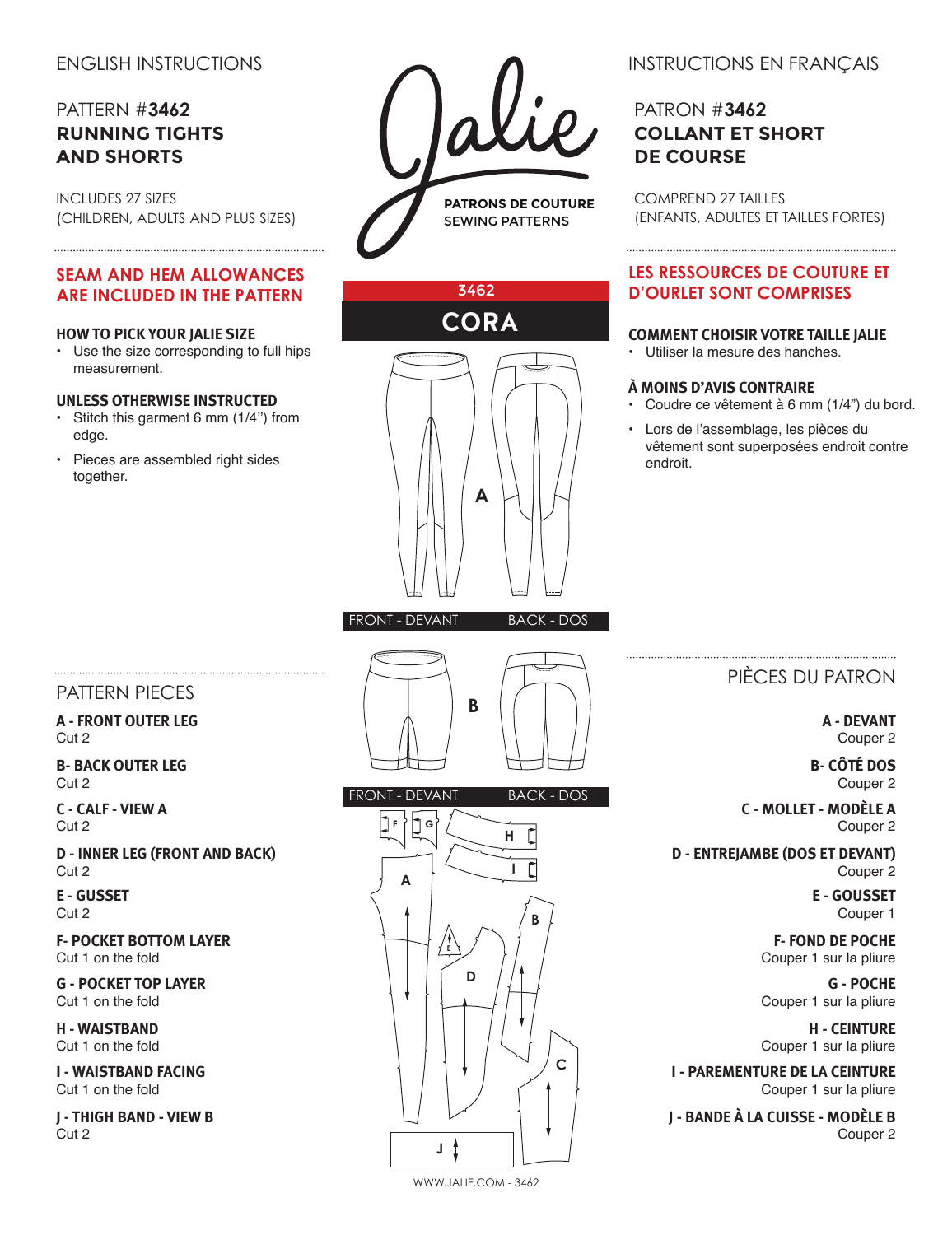# ENGLISH INSTRUCTIONS

## PATTERN #3462
## RUNNING TIGHTS AND SHORTS

INCLUDES 27 SIZES
(CHILDREN, ADULTS AND PLUS SIZES)

**SEAM AND HEM ALLOWANCES ARE INCLUDED IN THE PATTERN**

### HOW TO PICK YOUR JALIE SIZE

- Use the size corresponding to full hips measurement.

### UNLESS OTHERWISE INSTRUCTED

- Stitch this garment 6 mm (1/4") from edge.
- Pieces are assembled right sides together.

Jalie
PATRONS DE COUTURE
SEWING PATTERNS

3462
**CORA**

A
FRONT - DEVANT BACK - DOS

B
FRONT - DEVANT BACK - DOS

### PATTERN PIECES

**A - FRONT OUTER LEG**
Cut 2

**B- BACK OUTER LEG**
Cut 2

**C - CALF - VIEW A**
Cut 2

**D - INNER LEG (FRONT AND BACK)**
Cut 2

**E - GUSSET**
Cut 2

**F- POCKET BOTTOM LAYER**
Cut 1 on the fold

**G - POCKET TOP LAYER**
Cut 1 on the fold

**H - WAISTBAND**
Cut 1 on the fold

**I - WAISTBAND FACING**
Cut 1 on the fold

**J - THIGH BAND - VIEW B**
Cut 2

# INSTRUCTIONS EN FRANÇAIS

## PATRON #3462
## COLLANT ET SHORT DE COURSE

COMPREND 27 TAILLES
(ENFANTS, ADULTES ET TAILLES FORTES)

**LES RESSOURCES DE COUTURE ET D'OURLET SONT COMPRISES**

### COMMENT CHOISIR VOTRE TAILLE JALIE

- Utiliser la mesure des hanches.

### À MOINS D'AVIS CONTRAIRE

- Coudre ce vêtement à 6 mm (1/4") du bord.
- Lors de l'assemblage, les pièces du vêtement sont superposées endroit contre endroit.

### PIÈCES DU PATRON

**A - DEVANT**
Couper 2

**B- CÔTÉ DOS**
Couper 2

**C - MOLLET - MODÈLE A**
Couper 2

**D - ENTREJAMBE (DOS ET DEVANT)**
Couper 2

**E - GOUSSET**
Couper 1

**F- FOND DE POCHE**
Couper 1 sur la pliure

**G - POCHE**
Couper 1 sur la pliure

**H - CEINTURE**
Couper 1 sur la pliure

**I - PAREMENTURE DE LA CEINTURE**
Couper 1 sur la pliure

**J - BANDE À LA CUISSE - MODÈLE B**
Couper 2

WWW.JALIE.COM - 3462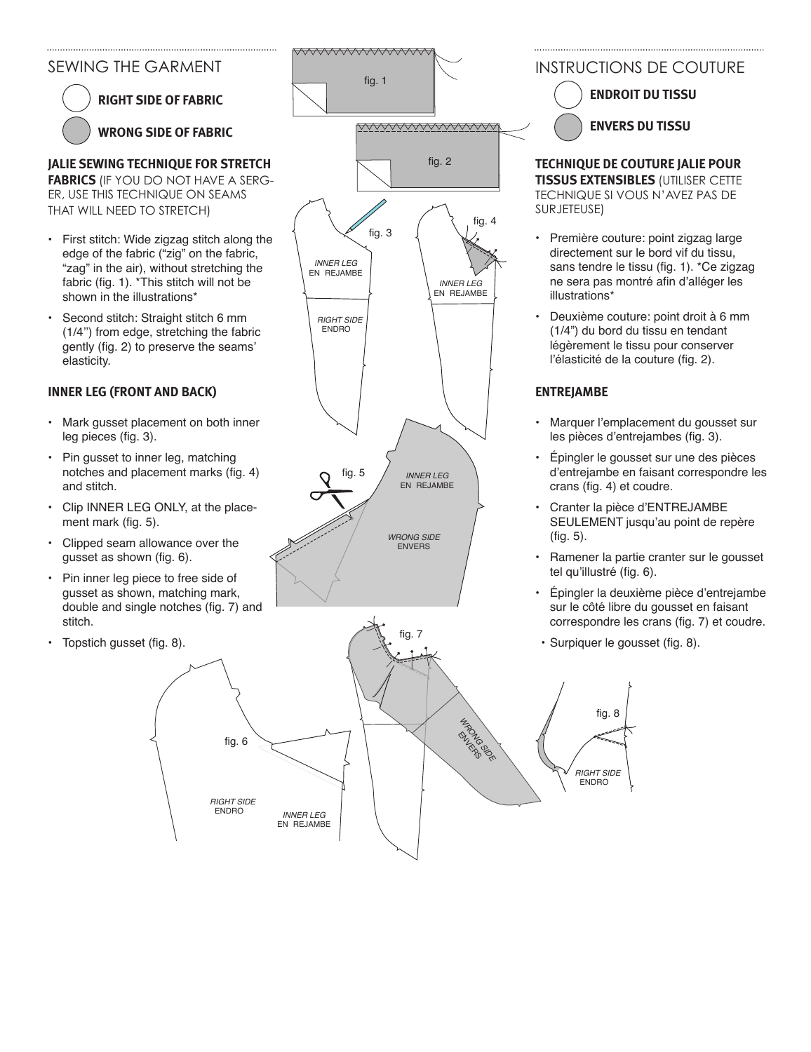## SEWING THE GARMENT

**RIGHT SIDE OF FABRIC**

**WRONG SIDE OF FABRIC**

**JALIE SEWING TECHNIQUE FOR STRETCH FABRICS** (IF YOU DO NOT HAVE A SERGER, USE THIS TECHNIQUE ON SEAMS THAT WILL NEED TO STRETCH)

- First stitch: Wide zigzag stitch along the edge of the fabric ("zig" on the fabric, "zag" in the air), without stretching the fabric (fig. 1). *This stitch will not be shown in the illustrations*
- Second stitch: Straight stitch 6 mm (1/4") from edge, stretching the fabric gently (fig. 2) to preserve the seams' elasticity.

### INNER LEG (FRONT AND BACK)

- Mark gusset placement on both inner leg pieces (fig. 3).
- Pin gusset to inner leg, matching notches and placement marks (fig. 4) and stitch.
- Clip INNER LEG ONLY, at the placement mark (fig. 5).
- Clipped seam allowance over the gusset as shown (fig. 6).
- Pin inner leg piece to free side of gusset as shown, matching mark, double and single notches (fig. 7) and stitch.
- Topstich gusset (fig. 8).

## INSTRUCTIONS DE COUTURE

**ENDROIT DU TISSU**

**ENVERS DU TISSU**

**TECHNIQUE DE COUTURE JALIE POUR TISSUS EXTENSIBLES** (UTILISER CETTE TECHNIQUE SI VOUS N'AVEZ PAS DE SURJETEUSE)

- Première couture: point zigzag large directement sur le bord vif du tissu, sans tendre le tissu (fig. 1). *Ce zigzag ne sera pas montré afin d'alléger les illustrations*
- Deuxième couture: point droit à 6 mm (1/4") du bord du tissu en tendant légèrement le tissu pour conserver l'élasticité de la couture (fig. 2).

### ENTREJAMBE

- Marquer l'emplacement du gousset sur les pièces d'entrejambes (fig. 3).
- Épingler le gousset sur une des pièces d'entrejambe en faisant correspondre les crans (fig. 4) et coudre.
- Cranter la pièce d'ENTREJAMBE SEULEMENT jusqu'au point de repère (fig. 5).
- Ramener la partie cranter sur le gousset tel qu'illustré (fig. 6).
- Épingler la deuxième pièce d'entrejambe sur le côté libre du gousset en faisant correspondre les crans (fig. 7) et coudre.
- Surpiquer le gousset (fig. 8).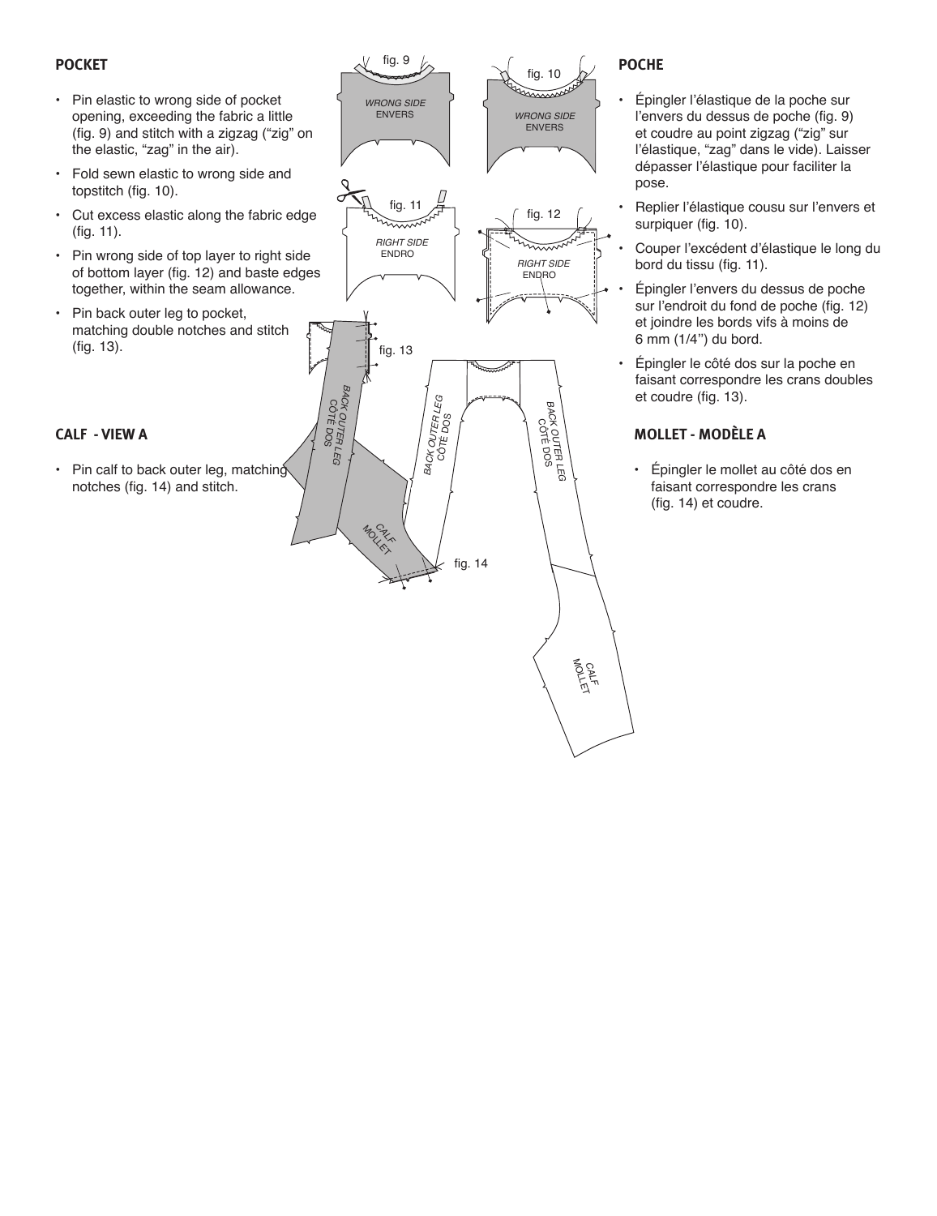## POCKET

- Pin elastic to wrong side of pocket opening, exceeding the fabric a little (fig. 9) and stitch with a zigzag ("zig" on the elastic, "zag" in the air).
- Fold sewn elastic to wrong side and topstitch (fig. 10).
- Cut excess elastic along the fabric edge (fig. 11).
- Pin wrong side of top layer to right side of bottom layer (fig. 12) and baste edges together, within the seam allowance.
- Pin back outer leg to pocket, matching double notches and stitch (fig. 13).

## CALF - VIEW A

- Pin calf to back outer leg, matching notches (fig. 14) and stitch.

## POCHE

- Épingler l'élastique de la poche sur l'envers du dessus de poche (fig. 9) et coudre au point zigzag ("zig" sur l'élastique, "zag" dans le vide). Laisser dépasser l'élastique pour faciliter la pose.
- Replier l'élastique cousu sur l'envers et surpiquer (fig. 10).
- Couper l'excédent d'élastique le long du bord du tissu (fig. 11).
- Épingler l'envers du dessus de poche sur l'endroit du fond de poche (fig. 12) et joindre les bords vifs à moins de 6 mm (1/4") du bord.
- Épingler le côté dos sur la poche en faisant correspondre les crans doubles et coudre (fig. 13).

## MOLLET - MODÈLE A

- Épingler le mollet au côté dos en faisant correspondre les crans (fig. 14) et coudre.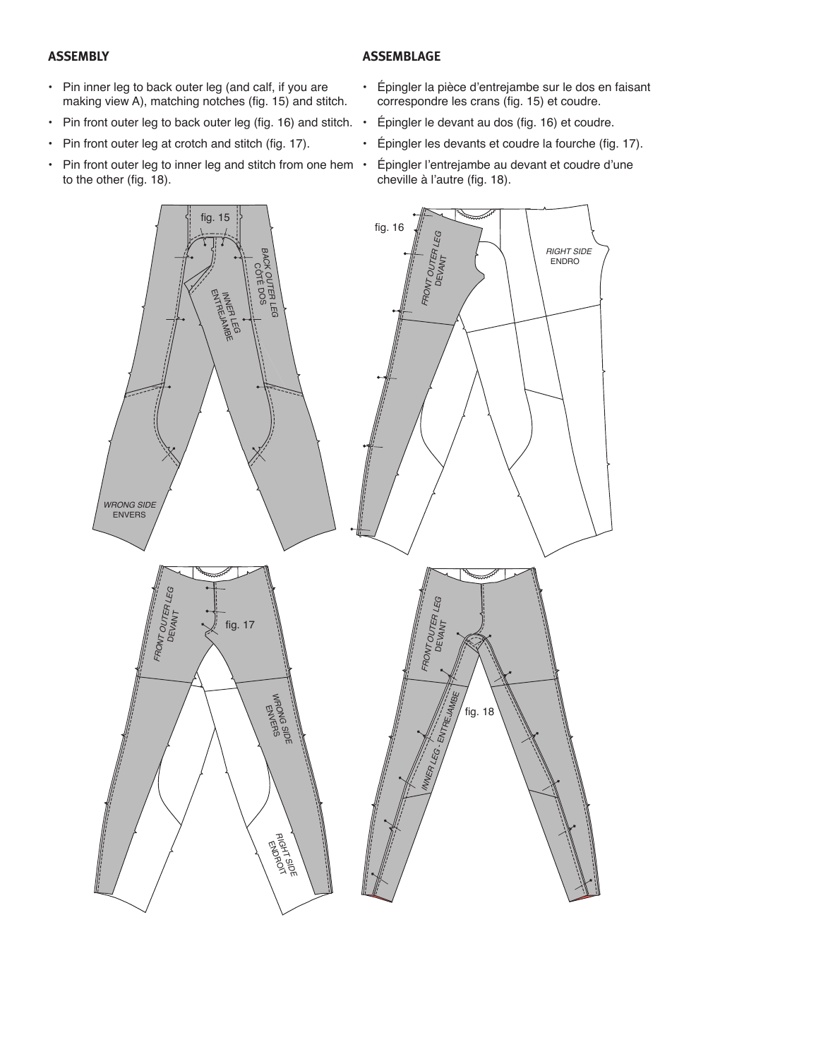## ASSEMBLY

- Pin inner leg to back outer leg (and calf, if you are making view A), matching notches (fig. 15) and stitch.
- Pin front outer leg to back outer leg (fig. 16) and stitch.
- Pin front outer leg at crotch and stitch (fig. 17).
- Pin front outer leg to inner leg and stitch from one hem to the other (fig. 18).

## ASSEMBLAGE

- Épingler la pièce d'entrejambe sur le dos en faisant correspondre les crans (fig. 15) et coudre.
- Épingler le devant au dos (fig. 16) et coudre.
- Épingler les devants et coudre la fourche (fig. 17).
- Épingler l'entrejambe au devant et coudre d'une cheville à l'autre (fig. 18).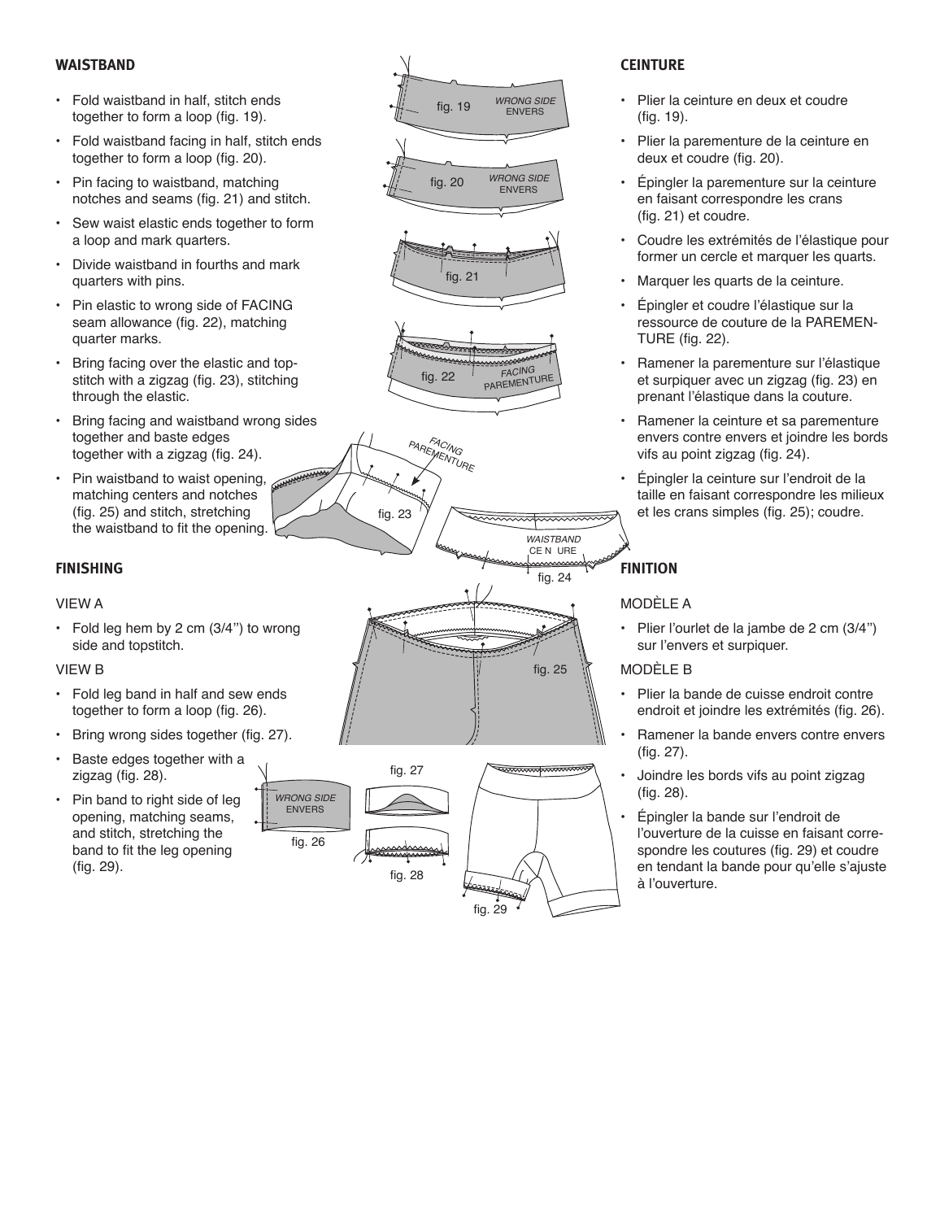## WAISTBAND

- Fold waistband in half, stitch ends together to form a loop (fig. 19).
- Fold waistband facing in half, stitch ends together to form a loop (fig. 20).
- Pin facing to waistband, matching notches and seams (fig. 21) and stitch.
- Sew waist elastic ends together to form a loop and mark quarters.
- Divide waistband in fourths and mark quarters with pins.
- Pin elastic to wrong side of FACING seam allowance (fig. 22), matching quarter marks.
- Bring facing over the elastic and topstitch with a zigzag (fig. 23), stitching through the elastic.
- Bring facing and waistband wrong sides together and baste edges together with a zigzag (fig. 24).
- Pin waistband to waist opening, matching centers and notches (fig. 25) and stitch, stretching the waistband to fit the opening.

## FINISHING

VIEW A

- Fold leg hem by 2 cm (3/4'') to wrong side and topstitch.

VIEW B

- Fold leg band in half and sew ends together to form a loop (fig. 26).
- Bring wrong sides together (fig. 27).
- Baste edges together with a zigzag (fig. 28).
- Pin band to right side of leg opening, matching seams, and stitch, stretching the band to fit the leg opening (fig. 29).

## CEINTURE

- Plier la ceinture en deux et coudre (fig. 19).
- Plier la parementure de la ceinture en deux et coudre (fig. 20).
- Épingler la parementure sur la ceinture en faisant correspondre les crans (fig. 21) et coudre.
- Coudre les extrémités de l'élastique pour former un cercle et marquer les quarts.
- Marquer les quarts de la ceinture.
- Épingler et coudre l'élastique sur la ressource de couture de la PAREMENTURE (fig. 22).
- Ramener la parementure sur l'élastique et surpiquer avec un zigzag (fig. 23) en prenant l'élastique dans la couture.
- Ramener la ceinture et sa parementure envers contre envers et joindre les bords vifs au point zigzag (fig. 24).
- Épingler la ceinture sur l'endroit de la taille en faisant correspondre les milieux et les crans simples (fig. 25); coudre.

## FINITION

MODÈLE A

- Plier l'ourlet de la jambe de 2 cm (3/4'') sur l'envers et surpiquer.

MODÈLE B

- Plier la bande de cuisse endroit contre endroit et joindre les extrémités (fig. 26).
- Ramener la bande envers contre envers (fig. 27).
- Joindre les bords vifs au point zigzag (fig. 28).
- Épingler la bande sur l'endroit de l'ouverture de la cuisse en faisant correspondre les coutures (fig. 29) et coudre en tendant la bande pour qu'elle s'ajuste à l'ouverture.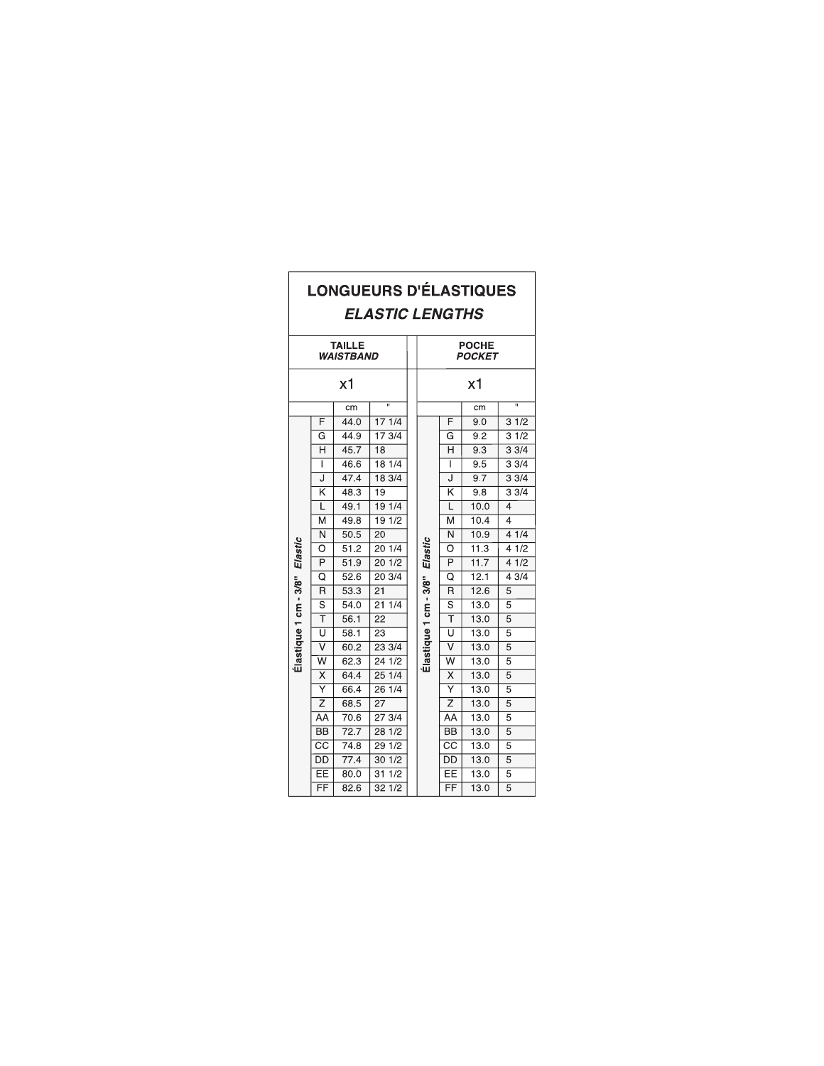# LONGUEURS D'ÉLASTIQUES
## *ELASTIC LENGTHS*

Élastique 1 cm - 3/8" *Elastic*

| TAILLE *WAISTBAND* | | | POCHE *POCKET* | | |
|---|---|---|---|---|---|
| x1 | | | x1 | | |
| | cm | " | | cm | " |
| F | 44.0 | 17 1/4 | F | 9.0 | 3 1/2 |
| G | 44.9 | 17 3/4 | G | 9.2 | 3 1/2 |
| H | 45.7 | 18 | H | 9.3 | 3 3/4 |
| I | 46.6 | 18 1/4 | I | 9.5 | 3 3/4 |
| J | 47.4 | 18 3/4 | J | 9.7 | 3 3/4 |
| K | 48.3 | 19 | K | 9.8 | 3 3/4 |
| L | 49.1 | 19 1/4 | L | 10.0 | 4 |
| M | 49.8 | 19 1/2 | M | 10.4 | 4 |
| N | 50.5 | 20 | N | 10.9 | 4 1/4 |
| O | 51.2 | 20 1/4 | O | 11.3 | 4 1/2 |
| P | 51.9 | 20 1/2 | P | 11.7 | 4 1/2 |
| Q | 52.6 | 20 3/4 | Q | 12.1 | 4 3/4 |
| R | 53.3 | 21 | R | 12.6 | 5 |
| S | 54.0 | 21 1/4 | S | 13.0 | 5 |
| T | 56.1 | 22 | T | 13.0 | 5 |
| U | 58.1 | 23 | U | 13.0 | 5 |
| V | 60.2 | 23 3/4 | V | 13.0 | 5 |
| W | 62.3 | 24 1/2 | W | 13.0 | 5 |
| X | 64.4 | 25 1/4 | X | 13.0 | 5 |
| Y | 66.4 | 26 1/4 | Y | 13.0 | 5 |
| Z | 68.5 | 27 | Z | 13.0 | 5 |
| AA | 70.6 | 27 3/4 | AA | 13.0 | 5 |
| BB | 72.7 | 28 1/2 | BB | 13.0 | 5 |
| CC | 74.8 | 29 1/2 | CC | 13.0 | 5 |
| DD | 77.4 | 30 1/2 | DD | 13.0 | 5 |
| EE | 80.0 | 31 1/2 | EE | 13.0 | 5 |
| FF | 82.6 | 32 1/2 | FF | 13.0 | 5 |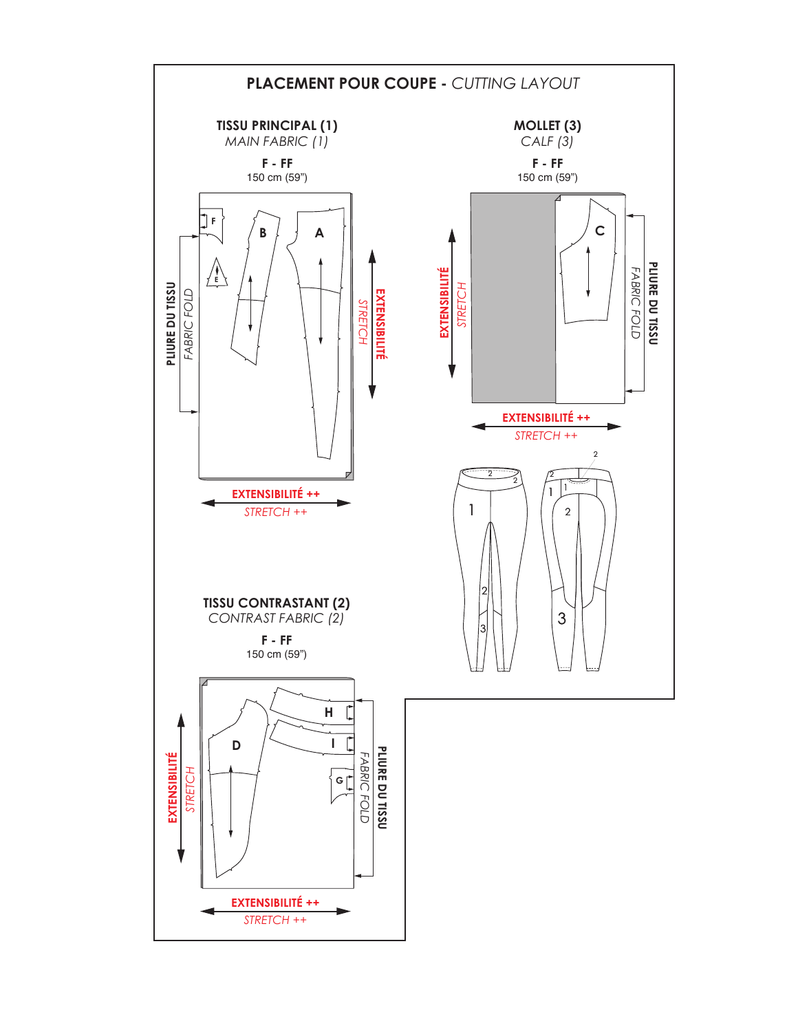# PLACEMENT POUR COUPE - *CUTTING LAYOUT*

## TISSU PRINCIPAL (1)
*MAIN FABRIC (1)*

**F - FF**
150 cm (59")

F, E, B, A

**PLIURE DU TISSU** *FABRIC FOLD*

**EXTENSIBILITÉ** *STRETCH*

**EXTENSIBILITÉ ++** *STRETCH ++*

## MOLLET (3)
*CALF (3)*

**F - FF**
150 cm (59")

C

**EXTENSIBILITÉ** *STRETCH*

**PLIURE DU TISSU** *FABRIC FOLD*

**EXTENSIBILITÉ ++** *STRETCH ++*

## TISSU CONTRASTANT (2)
*CONTRAST FABRIC (2)*

**F - FF**
150 cm (59")

D, H, I, G

**EXTENSIBILITÉ** *STRETCH*

**PLIURE DU TISSU** *FABRIC FOLD*

**EXTENSIBILITÉ ++** *STRETCH ++*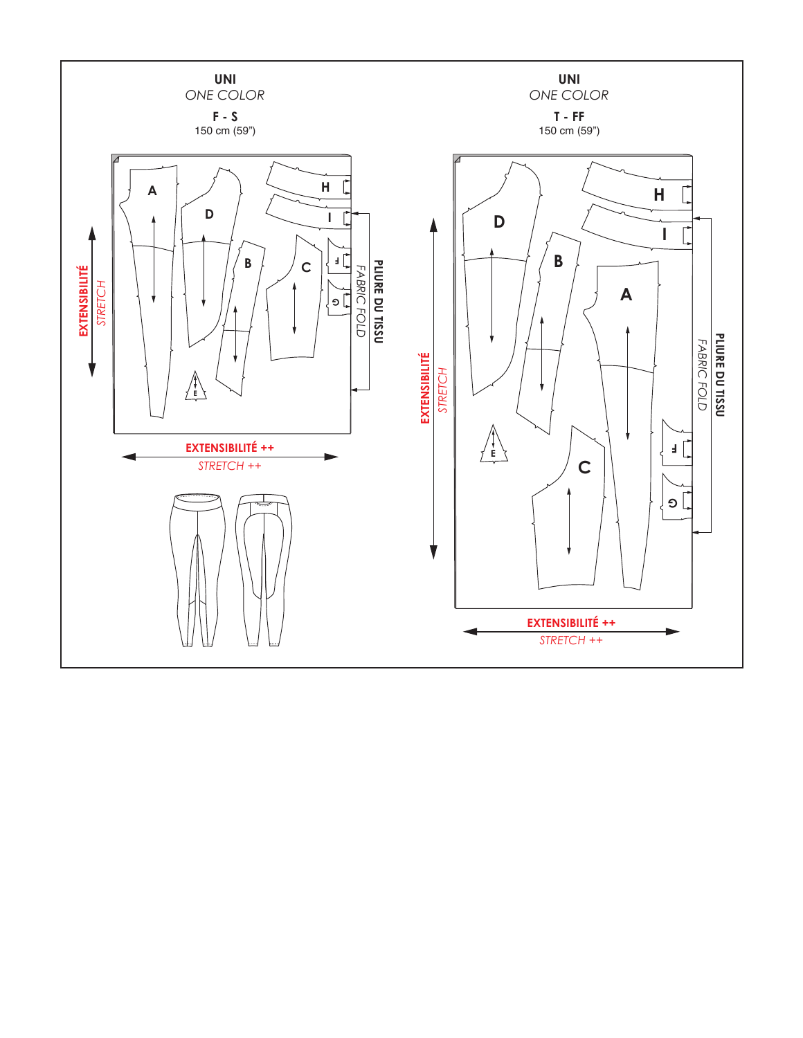**UNI**

*ONE COLOR*

**F - S**

150 cm (59")

A, D, H, I, B, C, F, G, E

**EXTENSIBILITÉ**
*STRETCH*

**PLIURE DU TISSU**
*FABRIC FOLD*

**EXTENSIBILITÉ ++**
*STRETCH ++*

**UNI**

*ONE COLOR*

**T - FF**

150 cm (59")

D, H, I, B, A, F, E, C, G

**EXTENSIBILITÉ**
*STRETCH*

**PLIURE DU TISSU**
*FABRIC FOLD*

**EXTENSIBILITÉ ++**
*STRETCH ++*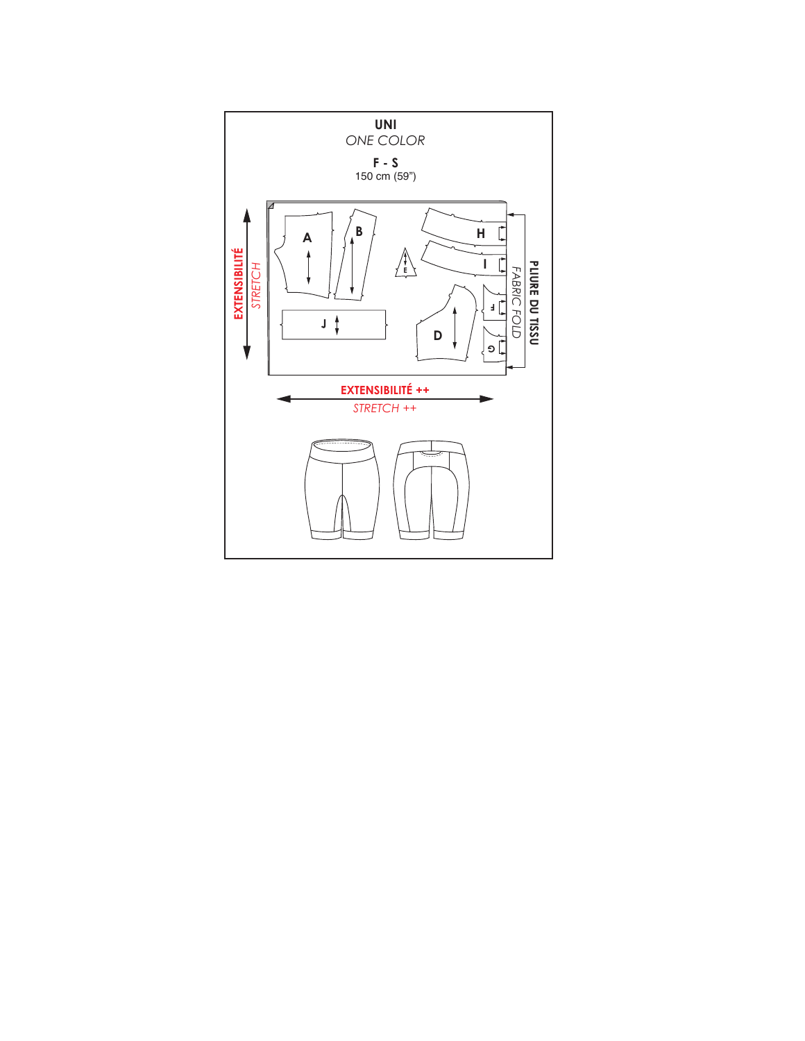**UNI**

*ONE COLOR*

**F - S**

150 cm (59")

**EXTENSIBILITÉ**

*STRETCH*

A

B

E

H

I

F

G

D

J

**PLIURE DU TISSU**

*FABRIC FOLD*

**EXTENSIBILITÉ ++**

*STRETCH ++*